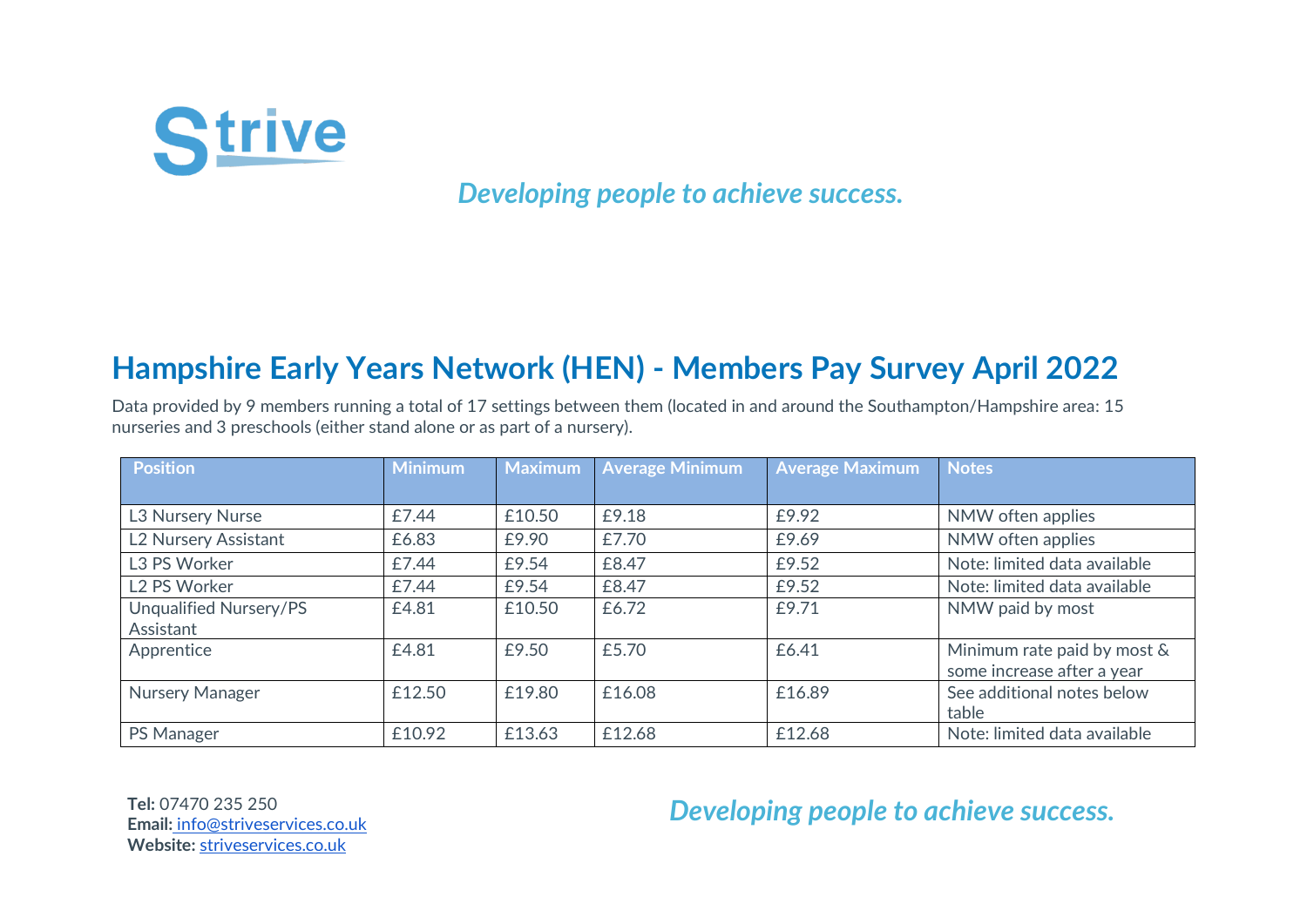Strive

*Developing people to achieve success.*

# Hampshire Early Years Network (HEN) - Members Pay Survey April 2022

Data provided by 9 members running a total of 17 settings between them (located in and around the Southampton/Hampshire area: 15 nurseries and 3 preschools (either stand alone or as part of a nursery).

| Position | Minimum | Maximum | Average Minimum | Average Maximum | Notes |
|---|---|---|---|---|---|
| L3 Nursery Nurse | £7.44 | £10.50 | £9.18 | £9.92 | NMW often applies |
| L2 Nursery Assistant | £6.83 | £9.90 | £7.70 | £9.69 | NMW often applies |
| L3 PS Worker | £7.44 | £9.54 | £8.47 | £9.52 | Note: limited data available |
| L2 PS Worker | £7.44 | £9.54 | £8.47 | £9.52 | Note: limited data available |
| Unqualified Nursery/PS Assistant | £4.81 | £10.50 | £6.72 | £9.71 | NMW paid by most |
| Apprentice | £4.81 | £9.50 | £5.70 | £6.41 | Minimum rate paid by most & some increase after a year |
| Nursery Manager | £12.50 | £19.80 | £16.08 | £16.89 | See additional notes below table |
| PS Manager | £10.92 | £13.63 | £12.68 | £12.68 | Note: limited data available |

**Tel:** 07470 235 250
**Email:** info@striveservices.co.uk
**Website:** striveservices.co.uk

*Developing people to achieve success.*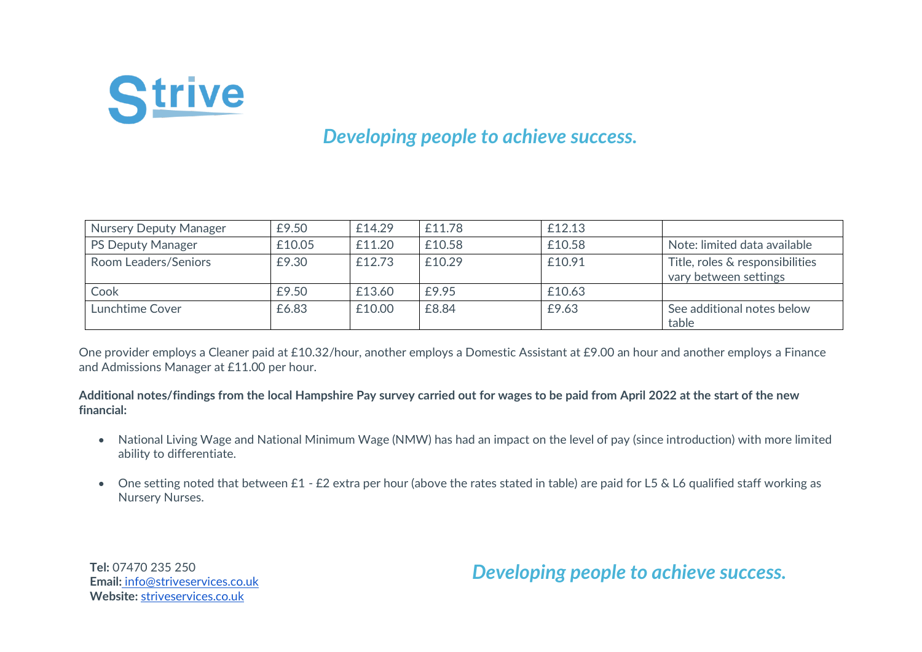| Nursery Deputy Manager | £9.50 | £14.29 | £11.78 | £12.13 | |
|---|---|---|---|---|---|
| PS Deputy Manager | £10.05 | £11.20 | £10.58 | £10.58 | Note: limited data available |
| Room Leaders/Seniors | £9.30 | £12.73 | £10.29 | £10.91 | Title, roles & responsibilities vary between settings |
| Cook | £9.50 | £13.60 | £9.95 | £10.63 | |
| Lunchtime Cover | £6.83 | £10.00 | £8.84 | £9.63 | See additional notes below table |

One provider employs a Cleaner paid at £10.32/hour, another employs a Domestic Assistant at £9.00 an hour and another employs a Finance and Admissions Manager at £11.00 per hour.

**Additional notes/findings from the local Hampshire Pay survey carried out for wages to be paid from April 2022 at the start of the new financial:**

- National Living Wage and National Minimum Wage (NMW) has had an impact on the level of pay (since introduction) with more limited ability to differentiate.

- One setting noted that between £1 - £2 extra per hour (above the rates stated in table) are paid for L5 & L6 qualified staff working as Nursery Nurses.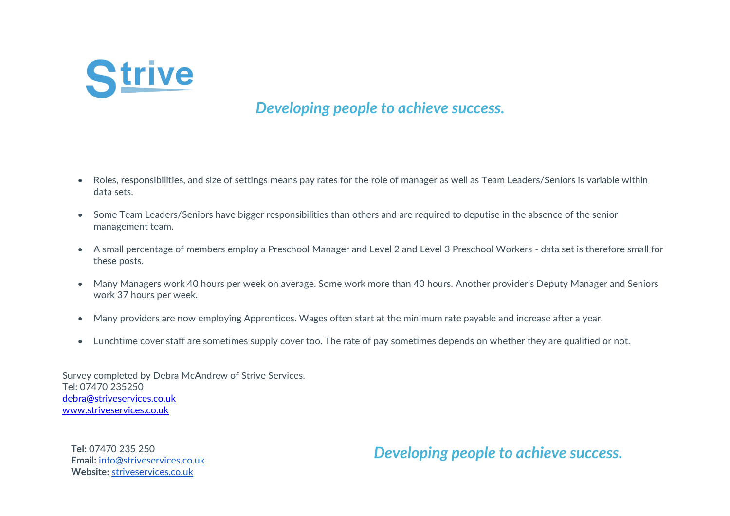- Roles, responsibilities, and size of settings means pay rates for the role of manager as well as Team Leaders/Seniors is variable within data sets.

- Some Team Leaders/Seniors have bigger responsibilities than others and are required to deputise in the absence of the senior management team.

- A small percentage of members employ a Preschool Manager and Level 2 and Level 3 Preschool Workers - data set is therefore small for these posts.

- Many Managers work 40 hours per week on average. Some work more than 40 hours. Another provider's Deputy Manager and Seniors work 37 hours per week.

- Many providers are now employing Apprentices. Wages often start at the minimum rate payable and increase after a year.

- Lunchtime cover staff are sometimes supply cover too. The rate of pay sometimes depends on whether they are qualified or not.

Survey completed by Debra McAndrew of Strive Services.
Tel: 07470 235250
debra@striveservices.co.uk
www.striveservices.co.uk